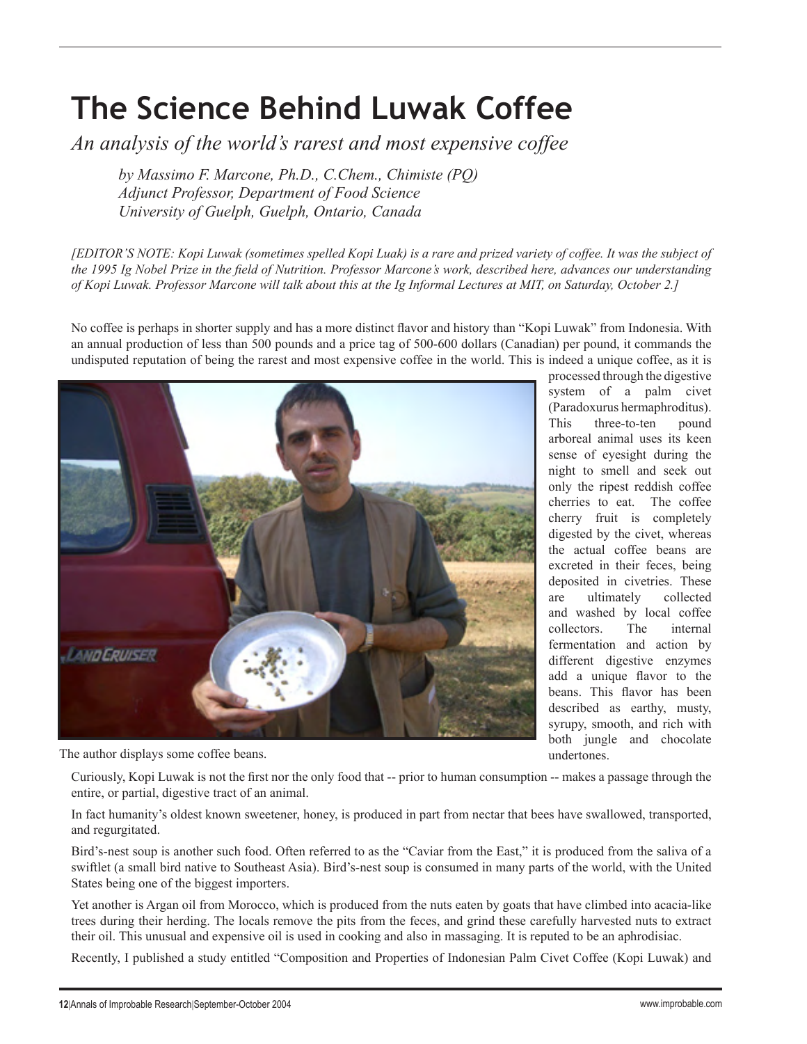# The Science Behind Luwak Coffee

*An analysis of the world's rarest and most expensive coffee*

*by Massimo F. Marcone, Ph.D., C.Chem., Chimiste (PQ)*
*Adjunct Professor, Department of Food Science*
*University of Guelph, Guelph, Ontario, Canada*

*[EDITOR'S NOTE: Kopi Luwak (sometimes spelled Kopi Luak) is a rare and prized variety of coffee. It was the subject of the 1995 Ig Nobel Prize in the field of Nutrition. Professor Marcone's work, described here, advances our understanding of Kopi Luwak. Professor Marcone will talk about this at the Ig Informal Lectures at MIT, on Saturday, October 2.]*

No coffee is perhaps in shorter supply and has a more distinct flavor and history than "Kopi Luwak" from Indonesia. With an annual production of less than 500 pounds and a price tag of 500-600 dollars (Canadian) per pound, it commands the undisputed reputation of being the rarest and most expensive coffee in the world. This is indeed a unique coffee, as it is processed through the digestive system of a palm civet (Paradoxurus hermaphroditus). This three-to-ten pound arboreal animal uses its keen sense of eyesight during the night to smell and seek out only the ripest reddish coffee cherries to eat. The coffee cherry fruit is completely digested by the civet, whereas the actual coffee beans are excreted in their feces, being deposited in civetries. These are ultimately collected and washed by local coffee collectors. The internal fermentation and action by different digestive enzymes add a unique flavor to the beans. This flavor has been described as earthy, musty, syrupy, smooth, and rich with both jungle and chocolate undertones.

The author displays some coffee beans.

Curiously, Kopi Luwak is not the first nor the only food that -- prior to human consumption -- makes a passage through the entire, or partial, digestive tract of an animal.

In fact humanity's oldest known sweetener, honey, is produced in part from nectar that bees have swallowed, transported, and regurgitated.

Bird's-nest soup is another such food. Often referred to as the "Caviar from the East," it is produced from the saliva of a swiftlet (a small bird native to Southeast Asia). Bird's-nest soup is consumed in many parts of the world, with the United States being one of the biggest importers.

Yet another is Argan oil from Morocco, which is produced from the nuts eaten by goats that have climbed into acacia-like trees during their herding. The locals remove the pits from the feces, and grind these carefully harvested nuts to extract their oil. This unusual and expensive oil is used in cooking and also in massaging. It is reputed to be an aphrodisiac.

Recently, I published a study entitled "Composition and Properties of Indonesian Palm Civet Coffee (Kopi Luwak) and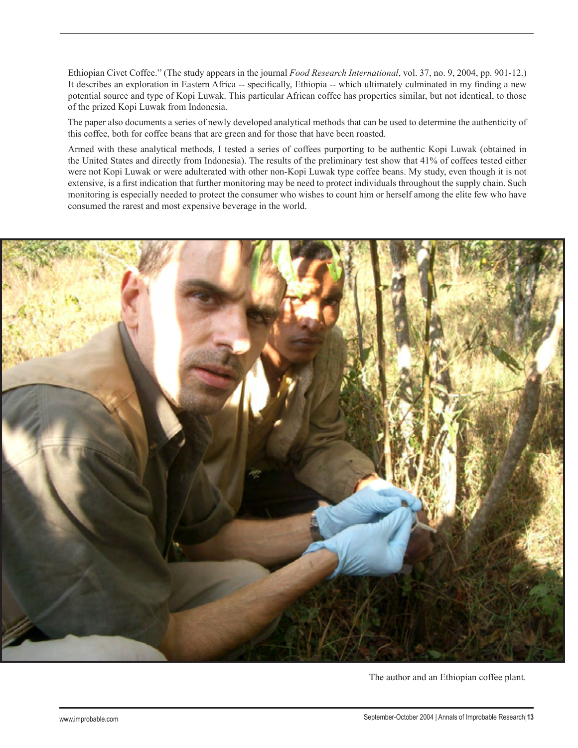Ethiopian Civet Coffee." (The study appears in the journal *Food Research International*, vol. 37, no. 9, 2004, pp. 901-12.) It describes an exploration in Eastern Africa -- specifically, Ethiopia -- which ultimately culminated in my finding a new potential source and type of Kopi Luwak. This particular African coffee has properties similar, but not identical, to those of the prized Kopi Luwak from Indonesia.

The paper also documents a series of newly developed analytical methods that can be used to determine the authenticity of this coffee, both for coffee beans that are green and for those that have been roasted.

Armed with these analytical methods, I tested a series of coffees purporting to be authentic Kopi Luwak (obtained in the United States and directly from Indonesia). The results of the preliminary test show that 41% of coffees tested either were not Kopi Luwak or were adulterated with other non-Kopi Luwak type coffee beans. My study, even though it is not extensive, is a first indication that further monitoring may be need to protect individuals throughout the supply chain. Such monitoring is especially needed to protect the consumer who wishes to count him or herself among the elite few who have consumed the rarest and most expensive beverage in the world.

The author and an Ethiopian coffee plant.